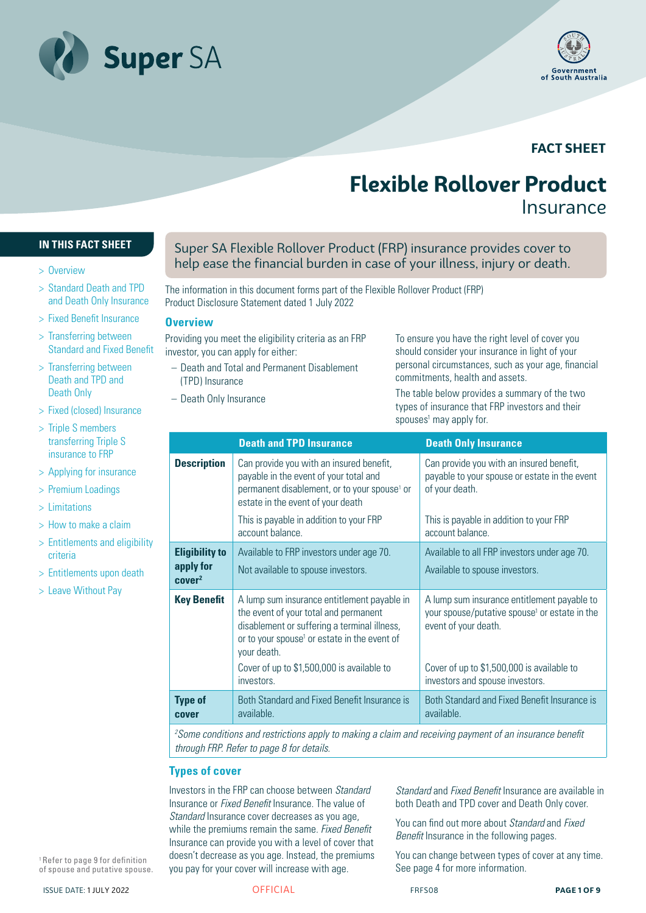FACT SHEET

# Flexible Rollover Product

## Insurance

**IN THIS FACT SHEET**

- > Overview
- > Standard Death and TPD and Death Only Insurance
- > Fixed Benefit Insurance
- > Transferring between Standard and Fixed Benefit
- > Transferring between Death and TPD and Death Only
- > Fixed (closed) Insurance
- > Triple S members transferring Triple S insurance to FRP
- > Applying for insurance
- > Premium Loadings
- > Limitations
- > How to make a claim
- > Entitlements and eligibility criteria
- > Entitlements upon death
- > Leave Without Pay

Super SA Flexible Rollover Product (FRP) insurance provides cover to help ease the financial burden in case of your illness, injury or death.

The information in this document forms part of the Flexible Rollover Product (FRP) Product Disclosure Statement dated 1 July 2022

## Overview

Providing you meet the eligibility criteria as an FRP investor, you can apply for either:

- Death and Total and Permanent Disablement (TPD) Insurance
- Death Only Insurance

To ensure you have the right level of cover you should consider your insurance in light of your personal circumstances, such as your age, financial commitments, health and assets.

The table below provides a summary of the two types of insurance that FRP investors and their spouses[1] may apply for.

| | Death and TPD Insurance | Death Only Insurance |
|---|---|---|
| **Description** | Can provide you with an insured benefit, payable in the event of your total and permanent disablement, or to your spouse[1] or estate in the event of your death<br><br>This is payable in addition to your FRP account balance. | Can provide you with an insured benefit, payable to your spouse or estate in the event of your death.<br><br>This is payable in addition to your FRP account balance. |
| **Eligibility to apply for cover[2]** | Available to FRP investors under age 70.<br><br>Not available to spouse investors. | Available to all FRP investors under age 70.<br><br>Available to spouse investors. |
| **Key Benefit** | A lump sum insurance entitlement payable in the event of your total and permanent disablement or suffering a terminal illness, or to your spouse[1] or estate in the event of your death.<br><br>Cover of up to $1,500,000 is available to investors. | A lump sum insurance entitlement payable to your spouse/putative spouse[1] or estate in the event of your death.<br><br>Cover of up to $1,500,000 is available to investors and spouse investors. |
| **Type of cover** | Both Standard and Fixed Benefit Insurance is available. | Both Standard and Fixed Benefit Insurance is available. |

*[2]Some conditions and restrictions apply to making a claim and receiving payment of an insurance benefit through FRP. Refer to page 8 for details.*

## Types of cover

Investors in the FRP can choose between *Standard* Insurance or *Fixed Benefit* Insurance. The value of *Standard* Insurance cover decreases as you age, while the premiums remain the same. *Fixed Benefit* Insurance can provide you with a level of cover that doesn't decrease as you age. Instead, the premiums you pay for your cover will increase with age.

*Standard* and *Fixed Benefit* Insurance are available in both Death and TPD cover and Death Only cover.

You can find out more about *Standard* and *Fixed Benefit* Insurance in the following pages.

You can change between types of cover at any time. See page 4 for more information.

[1] Refer to page 9 for definition of spouse and putative spouse.

ISSUE DATE: 1 JULY 2022 OFFICIAL FRFS08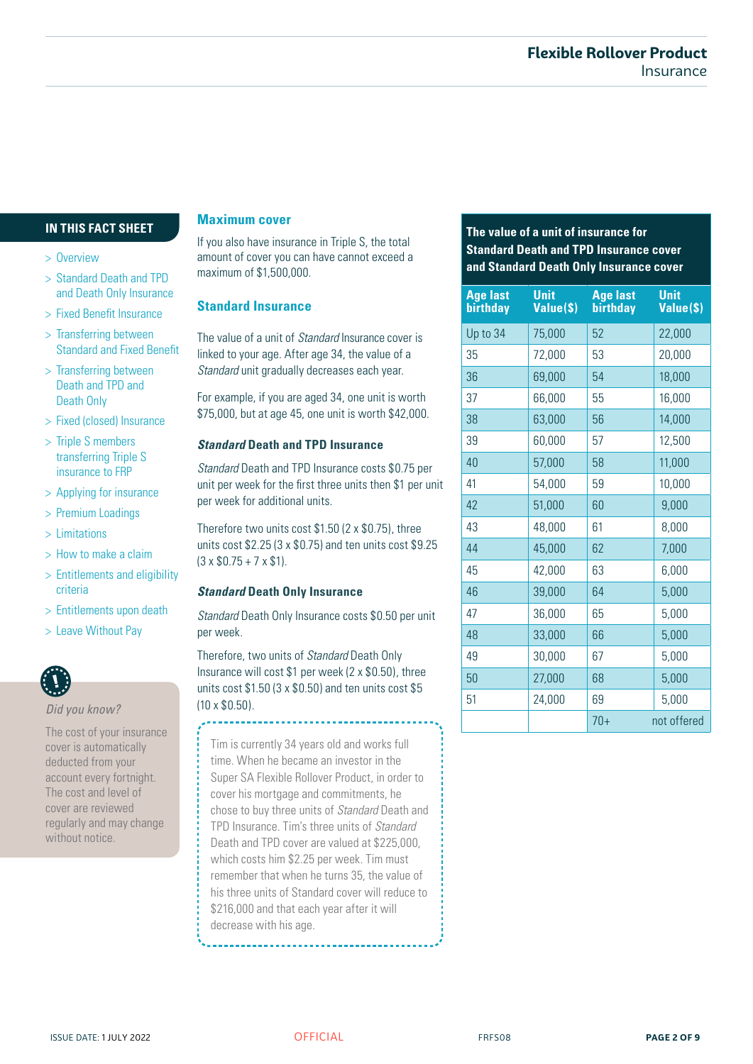## IN THIS FACT SHEET

- > Overview
- > Standard Death and TPD and Death Only Insurance
- > Fixed Benefit Insurance
- > Transferring between Standard and Fixed Benefit
- > Transferring between Death and TPD and Death Only
- > Fixed (closed) Insurance
- > Triple S members transferring Triple S insurance to FRP
- > Applying for insurance
- > Premium Loadings
- > Limitations
- > How to make a claim
- > Entitlements and eligibility criteria
- > Entitlements upon death
- > Leave Without Pay

*Did you know?*

The cost of your insurance cover is automatically deducted from your account every fortnight. The cost and level of cover are reviewed regularly and may change without notice.

## Maximum cover

If you also have insurance in Triple S, the total amount of cover you can have cannot exceed a maximum of $1,500,000.

## Standard Insurance

The value of a unit of *Standard* Insurance cover is linked to your age. After age 34, the value of a *Standard* unit gradually decreases each year.

For example, if you are aged 34, one unit is worth $75,000, but at age 45, one unit is worth $42,000.

### *Standard* Death and TPD Insurance

*Standard* Death and TPD Insurance costs $0.75 per unit per week for the first three units then $1 per unit per week for additional units.

Therefore two units cost $1.50 (2 x $0.75), three units cost $2.25 (3 x $0.75) and ten units cost $9.25 (3 x $0.75 + 7 x $1).

### *Standard* Death Only Insurance

*Standard* Death Only Insurance costs $0.50 per unit per week.

Therefore, two units of *Standard* Death Only Insurance will cost $1 per week (2 x $0.50), three units cost $1.50 (3 x $0.50) and ten units cost $5 (10 x $0.50).

Tim is currently 34 years old and works full time. When he became an investor in the Super SA Flexible Rollover Product, in order to cover his mortgage and commitments, he chose to buy three units of *Standard* Death and TPD Insurance. Tim's three units of *Standard* Death and TPD cover are valued at $225,000, which costs him $2.25 per week. Tim must remember that when he turns 35, the value of his three units of Standard cover will reduce to $216,000 and that each year after it will decrease with his age.

**The value of a unit of insurance for Standard Death and TPD Insurance cover and Standard Death Only Insurance cover**

| Age last birthday | Unit Value($) | Age last birthday | Unit Value($) |
|---|---|---|---|
| Up to 34 | 75,000 | 52 | 22,000 |
| 35 | 72,000 | 53 | 20,000 |
| 36 | 69,000 | 54 | 18,000 |
| 37 | 66,000 | 55 | 16,000 |
| 38 | 63,000 | 56 | 14,000 |
| 39 | 60,000 | 57 | 12,500 |
| 40 | 57,000 | 58 | 11,000 |
| 41 | 54,000 | 59 | 10,000 |
| 42 | 51,000 | 60 | 9,000 |
| 43 | 48,000 | 61 | 8,000 |
| 44 | 45,000 | 62 | 7,000 |
| 45 | 42,000 | 63 | 6,000 |
| 46 | 39,000 | 64 | 5,000 |
| 47 | 36,000 | 65 | 5,000 |
| 48 | 33,000 | 66 | 5,000 |
| 49 | 30,000 | 67 | 5,000 |
| 50 | 27,000 | 68 | 5,000 |
| 51 | 24,000 | 69 | 5,000 |
| | | 70+ | not offered |

ISSUE DATE: 1 JULY 2022 OFFICIAL FRFS08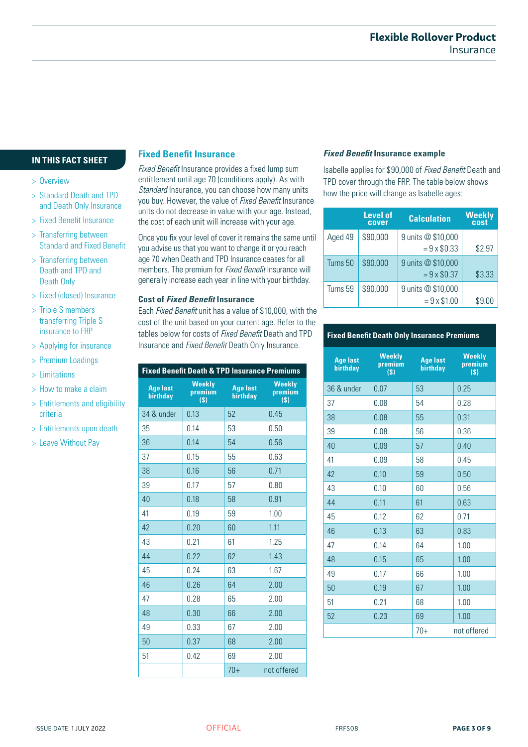## IN THIS FACT SHEET

- > Overview
- > Standard Death and TPD and Death Only Insurance
- > Fixed Benefit Insurance
- > Transferring between Standard and Fixed Benefit
- > Transferring between Death and TPD and Death Only
- > Fixed (closed) Insurance
- > Triple S members transferring Triple S insurance to FRP
- > Applying for insurance
- > Premium Loadings
- > Limitations
- > How to make a claim
- > Entitlements and eligibility criteria
- > Entitlements upon death
- > Leave Without Pay

## Fixed Benefit Insurance

*Fixed Benefit* Insurance provides a fixed lump sum entitlement until age 70 (conditions apply). As with *Standard* Insurance, you can choose how many units you buy. However, the value of *Fixed Benefit* Insurance units do not decrease in value with your age. Instead, the cost of each unit will increase with your age.

Once you fix your level of cover it remains the same until you advise us that you want to change it or you reach age 70 when Death and TPD Insurance ceases for all members. The premium for *Fixed Benefit* Insurance will generally increase each year in line with your birthday.

### Cost of *Fixed Benefit* Insurance

Each *Fixed Benefit* unit has a value of $10,000, with the cost of the unit based on your current age. Refer to the tables below for costs of *Fixed Benefit* Death and TPD Insurance and *Fixed Benefit* Death Only Insurance.

**Fixed Benefit Death & TPD Insurance Premiums**

| Age last birthday | Weekly premium ($) | Age last birthday | Weekly premium ($) |
|---|---|---|---|
| 34 & under | 0.13 | 52 | 0.45 |
| 35 | 0.14 | 53 | 0.50 |
| 36 | 0.14 | 54 | 0.56 |
| 37 | 0.15 | 55 | 0.63 |
| 38 | 0.16 | 56 | 0.71 |
| 39 | 0.17 | 57 | 0.80 |
| 40 | 0.18 | 58 | 0.91 |
| 41 | 0.19 | 59 | 1.00 |
| 42 | 0.20 | 60 | 1.11 |
| 43 | 0.21 | 61 | 1.25 |
| 44 | 0.22 | 62 | 1.43 |
| 45 | 0.24 | 63 | 1.67 |
| 46 | 0.26 | 64 | 2.00 |
| 47 | 0.28 | 65 | 2.00 |
| 48 | 0.30 | 66 | 2.00 |
| 49 | 0.33 | 67 | 2.00 |
| 50 | 0.37 | 68 | 2.00 |
| 51 | 0.42 | 69 | 2.00 |
| | | 70+ | not offered |

### *Fixed Benefit* Insurance example

Isabelle applies for $90,000 of *Fixed Benefit* Death and TPD cover through the FRP. The table below shows how the price will change as Isabelle ages:

| | Level of cover | Calculation | Weekly cost |
|---|---|---|---|
| Aged 49 | $90,000 | 9 units @ $10,000 = 9 x $0.33 | $2.97 |
| Turns 50 | $90,000 | 9 units @ $10,000 = 9 x $0.37 | $3.33 |
| Turns 59 | $90,000 | 9 units @ $10,000 = 9 x $1.00 | $9.00 |

**Fixed Benefit Death Only Insurance Premiums**

| Age last birthday | Weekly premium ($) | Age last birthday | Weekly premium ($) |
|---|---|---|---|
| 36 & under | 0.07 | 53 | 0.25 |
| 37 | 0.08 | 54 | 0.28 |
| 38 | 0.08 | 55 | 0.31 |
| 39 | 0.08 | 56 | 0.36 |
| 40 | 0.09 | 57 | 0.40 |
| 41 | 0.09 | 58 | 0.45 |
| 42 | 0.10 | 59 | 0.50 |
| 43 | 0.10 | 60 | 0.56 |
| 44 | 0.11 | 61 | 0.63 |
| 45 | 0.12 | 62 | 0.71 |
| 46 | 0.13 | 63 | 0.83 |
| 47 | 0.14 | 64 | 1.00 |
| 48 | 0.15 | 65 | 1.00 |
| 49 | 0.17 | 66 | 1.00 |
| 50 | 0.19 | 67 | 1.00 |
| 51 | 0.21 | 68 | 1.00 |
| 52 | 0.23 | 69 | 1.00 |
| | | 70+ | not offered |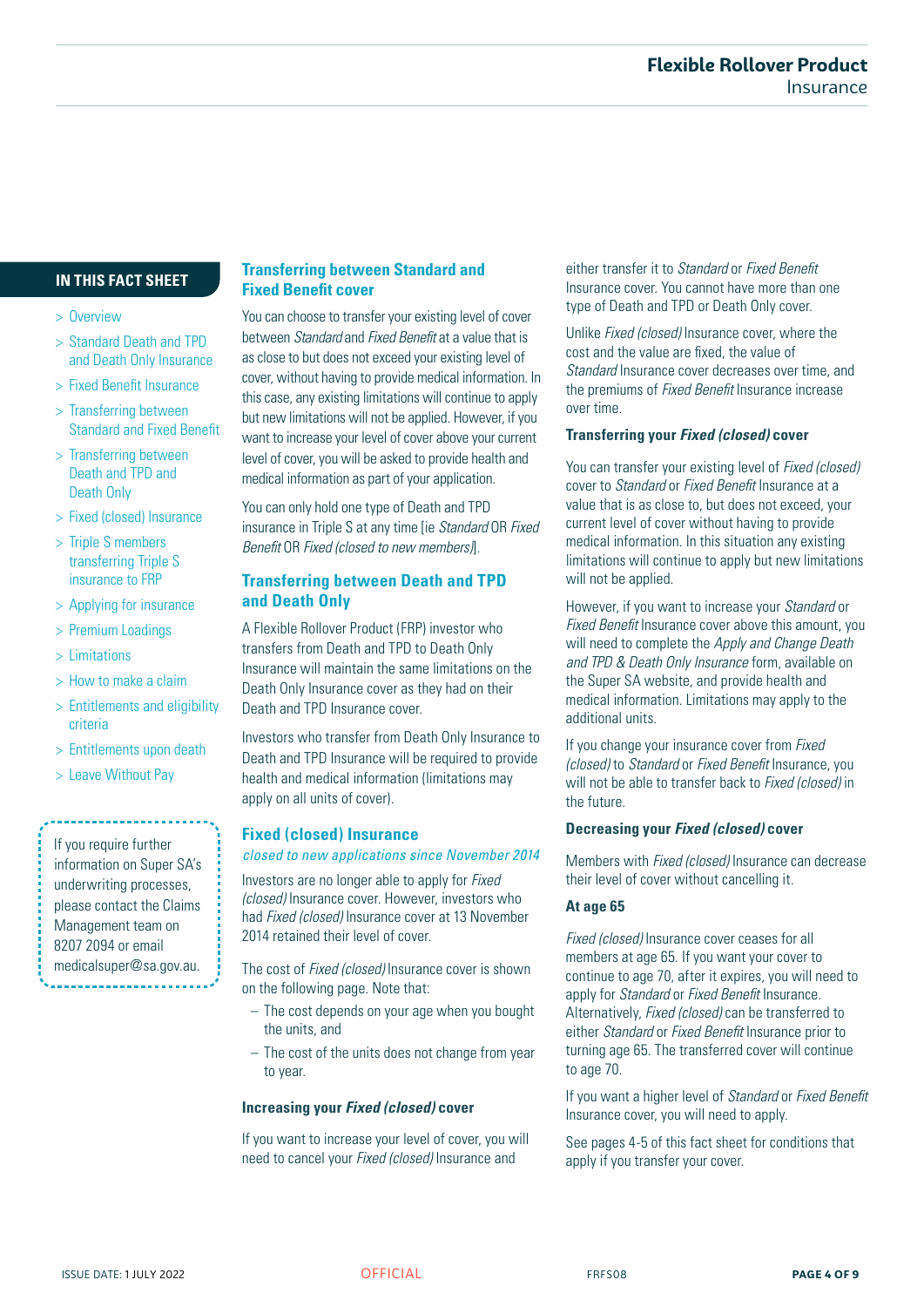## IN THIS FACT SHEET

- > Overview
- > Standard Death and TPD and Death Only Insurance
- > Fixed Benefit Insurance
- > Transferring between Standard and Fixed Benefit
- > Transferring between Death and TPD and Death Only
- > Fixed (closed) Insurance
- > Triple S members transferring Triple S insurance to FRP
- > Applying for insurance
- > Premium Loadings
- > Limitations
- > How to make a claim
- > Entitlements and eligibility criteria
- > Entitlements upon death
- > Leave Without Pay

If you require further information on Super SA's underwriting processes, please contact the Claims Management team on 8207 2094 or email medicalsuper@sa.gov.au.

## Transferring between Standard and Fixed Benefit cover

You can choose to transfer your existing level of cover between *Standard* and *Fixed Benefit* at a value that is as close to but does not exceed your existing level of cover, without having to provide medical information. In this case, any existing limitations will continue to apply but new limitations will not be applied. However, if you want to increase your level of cover above your current level of cover, you will be asked to provide health and medical information as part of your application.

You can only hold one type of Death and TPD insurance in Triple S at any time [ie *Standard* OR *Fixed Benefit* OR *Fixed (closed to new members)*].

## Transferring between Death and TPD and Death Only

A Flexible Rollover Product (FRP) investor who transfers from Death and TPD to Death Only Insurance will maintain the same limitations on the Death Only Insurance cover as they had on their Death and TPD Insurance cover.

Investors who transfer from Death Only Insurance to Death and TPD Insurance will be required to provide health and medical information (limitations may apply on all units of cover).

## Fixed (closed) Insurance

*closed to new applications since November 2014*

Investors are no longer able to apply for *Fixed (closed)* Insurance cover. However, investors who had *Fixed (closed)* Insurance cover at 13 November 2014 retained their level of cover.

The cost of *Fixed (closed)* Insurance cover is shown on the following page. Note that:

- The cost depends on your age when you bought the units, and
- The cost of the units does not change from year to year.

### Increasing your *Fixed (closed)* cover

If you want to increase your level of cover, you will need to cancel your *Fixed (closed)* Insurance and either transfer it to *Standard* or *Fixed Benefit* Insurance cover. You cannot have more than one type of Death and TPD or Death Only cover.

Unlike *Fixed (closed)* Insurance cover, where the cost and the value are fixed, the value of *Standard* Insurance cover decreases over time, and the premiums of *Fixed Benefit* Insurance increase over time.

### Transferring your *Fixed (closed)* cover

You can transfer your existing level of *Fixed (closed)* cover to *Standard* or *Fixed Benefit* Insurance at a value that is as close to, but does not exceed, your current level of cover without having to provide medical information. In this situation any existing limitations will continue to apply but new limitations will not be applied.

However, if you want to increase your *Standard* or *Fixed Benefit* Insurance cover above this amount, you will need to complete the *Apply and Change Death and TPD & Death Only Insurance* form, available on the Super SA website, and provide health and medical information. Limitations may apply to the additional units.

If you change your insurance cover from *Fixed (closed)* to *Standard* or *Fixed Benefit* Insurance, you will not be able to transfer back to *Fixed (closed)* in the future.

### Decreasing your *Fixed (closed)* cover

Members with *Fixed (closed)* Insurance can decrease their level of cover without cancelling it.

### At age 65

*Fixed (closed)* Insurance cover ceases for all members at age 65. If you want your cover to continue to age 70, after it expires, you will need to apply for *Standard* or *Fixed Benefit* Insurance. Alternatively, *Fixed (closed)* can be transferred to either *Standard* or *Fixed Benefit* Insurance prior to turning age 65. The transferred cover will continue to age 70.

If you want a higher level of *Standard* or *Fixed Benefit* Insurance cover, you will need to apply.

See pages 4-5 of this fact sheet for conditions that apply if you transfer your cover.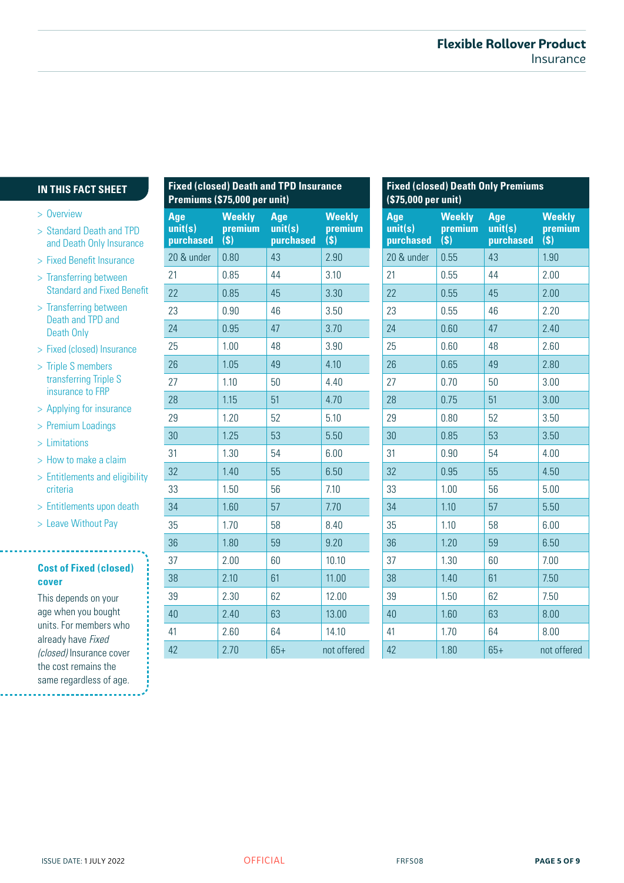## IN THIS FACT SHEET

- > Overview
- > Standard Death and TPD and Death Only Insurance
- > Fixed Benefit Insurance
- > Transferring between Standard and Fixed Benefit
- > Transferring between Death and TPD and Death Only
- > Fixed (closed) Insurance
- > Triple S members transferring Triple S insurance to FRP
- > Applying for insurance
- > Premium Loadings
- > Limitations
- > How to make a claim
- > Entitlements and eligibility criteria
- > Entitlements upon death
- > Leave Without Pay

### Cost of Fixed (closed) cover

This depends on your age when you bought units. For members who already have *Fixed (closed)* Insurance cover the cost remains the same regardless of age.

**Fixed (closed) Death and TPD Insurance Premiums ($75,000 per unit)**

| Age unit(s) purchased | Weekly premium ($) | Age unit(s) purchased | Weekly premium ($) |
|---|---|---|---|
| 20 & under | 0.80 | 43 | 2.90 |
| 21 | 0.85 | 44 | 3.10 |
| 22 | 0.85 | 45 | 3.30 |
| 23 | 0.90 | 46 | 3.50 |
| 24 | 0.95 | 47 | 3.70 |
| 25 | 1.00 | 48 | 3.90 |
| 26 | 1.05 | 49 | 4.10 |
| 27 | 1.10 | 50 | 4.40 |
| 28 | 1.15 | 51 | 4.70 |
| 29 | 1.20 | 52 | 5.10 |
| 30 | 1.25 | 53 | 5.50 |
| 31 | 1.30 | 54 | 6.00 |
| 32 | 1.40 | 55 | 6.50 |
| 33 | 1.50 | 56 | 7.10 |
| 34 | 1.60 | 57 | 7.70 |
| 35 | 1.70 | 58 | 8.40 |
| 36 | 1.80 | 59 | 9.20 |
| 37 | 2.00 | 60 | 10.10 |
| 38 | 2.10 | 61 | 11.00 |
| 39 | 2.30 | 62 | 12.00 |
| 40 | 2.40 | 63 | 13.00 |
| 41 | 2.60 | 64 | 14.10 |
| 42 | 2.70 | 65+ | not offered |

**Fixed (closed) Death Only Premiums ($75,000 per unit)**

| Age unit(s) purchased | Weekly premium ($) | Age unit(s) purchased | Weekly premium ($) |
|---|---|---|---|
| 20 & under | 0.55 | 43 | 1.90 |
| 21 | 0.55 | 44 | 2.00 |
| 22 | 0.55 | 45 | 2.00 |
| 23 | 0.55 | 46 | 2.20 |
| 24 | 0.60 | 47 | 2.40 |
| 25 | 0.60 | 48 | 2.60 |
| 26 | 0.65 | 49 | 2.80 |
| 27 | 0.70 | 50 | 3.00 |
| 28 | 0.75 | 51 | 3.00 |
| 29 | 0.80 | 52 | 3.50 |
| 30 | 0.85 | 53 | 3.50 |
| 31 | 0.90 | 54 | 4.00 |
| 32 | 0.95 | 55 | 4.50 |
| 33 | 1.00 | 56 | 5.00 |
| 34 | 1.10 | 57 | 5.50 |
| 35 | 1.10 | 58 | 6.00 |
| 36 | 1.20 | 59 | 6.50 |
| 37 | 1.30 | 60 | 7.00 |
| 38 | 1.40 | 61 | 7.50 |
| 39 | 1.50 | 62 | 7.50 |
| 40 | 1.60 | 63 | 8.00 |
| 41 | 1.70 | 64 | 8.00 |
| 42 | 1.80 | 65+ | not offered |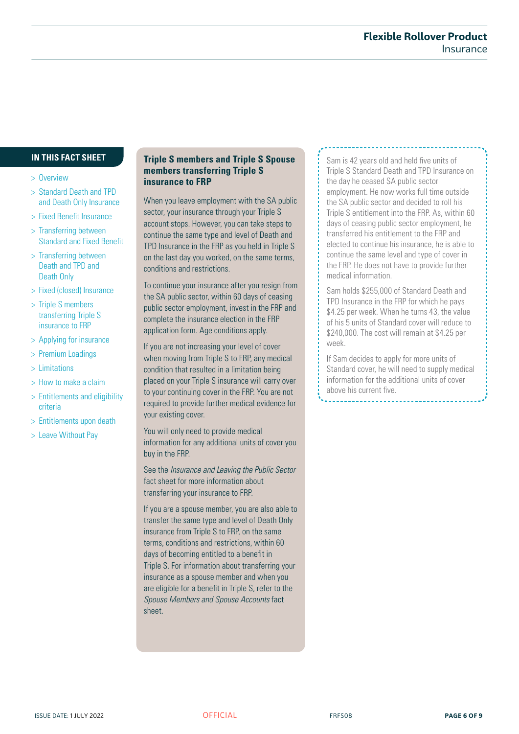## IN THIS FACT SHEET

- > Overview
- > Standard Death and TPD and Death Only Insurance
- > Fixed Benefit Insurance
- > Transferring between Standard and Fixed Benefit
- > Transferring between Death and TPD and Death Only
- > Fixed (closed) Insurance
- > Triple S members transferring Triple S insurance to FRP
- > Applying for insurance
- > Premium Loadings
- > Limitations
- > How to make a claim
- > Entitlements and eligibility criteria
- > Entitlements upon death
- > Leave Without Pay

## Triple S members and Triple S Spouse members transferring Triple S insurance to FRP

When you leave employment with the SA public sector, your insurance through your Triple S account stops. However, you can take steps to continue the same type and level of Death and TPD Insurance in the FRP as you held in Triple S on the last day you worked, on the same terms, conditions and restrictions.

To continue your insurance after you resign from the SA public sector, within 60 days of ceasing public sector employment, invest in the FRP and complete the insurance election in the FRP application form. Age conditions apply.

If you are not increasing your level of cover when moving from Triple S to FRP, any medical condition that resulted in a limitation being placed on your Triple S insurance will carry over to your continuing cover in the FRP. You are not required to provide further medical evidence for your existing cover.

You will only need to provide medical information for any additional units of cover you buy in the FRP.

See the *Insurance and Leaving the Public Sector* fact sheet for more information about transferring your insurance to FRP.

If you are a spouse member, you are also able to transfer the same type and level of Death Only insurance from Triple S to FRP, on the same terms, conditions and restrictions, within 60 days of becoming entitled to a benefit in Triple S. For information about transferring your insurance as a spouse member and when you are eligible for a benefit in Triple S, refer to the *Spouse Members and Spouse Accounts* fact sheet.

Sam is 42 years old and held five units of Triple S Standard Death and TPD Insurance on the day he ceased SA public sector employment. He now works full time outside the SA public sector and decided to roll his Triple S entitlement into the FRP. As, within 60 days of ceasing public sector employment, he transferred his entitlement to the FRP and elected to continue his insurance, he is able to continue the same level and type of cover in the FRP. He does not have to provide further medical information.

Sam holds $255,000 of Standard Death and TPD Insurance in the FRP for which he pays $4.25 per week. When he turns 43, the value of his 5 units of Standard cover will reduce to $240,000. The cost will remain at $4.25 per week.

If Sam decides to apply for more units of Standard cover, he will need to supply medical information for the additional units of cover above his current five.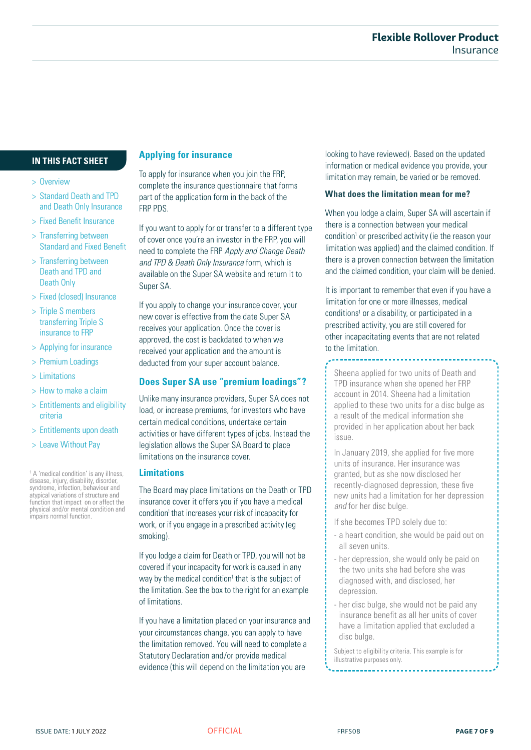## IN THIS FACT SHEET

- > Overview
- > Standard Death and TPD and Death Only Insurance
- > Fixed Benefit Insurance
- > Transferring between Standard and Fixed Benefit
- > Transferring between Death and TPD and Death Only
- > Fixed (closed) Insurance
- > Triple S members transferring Triple S insurance to FRP
- > Applying for insurance
- > Premium Loadings
- > Limitations
- > How to make a claim
- > Entitlements and eligibility criteria
- > Entitlements upon death
- > Leave Without Pay

[1] A 'medical condition' is any illness, disease, injury, disability, disorder, syndrome, infection, behaviour and atypical variations of structure and function that impact on or affect the physical and/or mental condition and impairs normal function.

## Applying for insurance

To apply for insurance when you join the FRP, complete the insurance questionnaire that forms part of the application form in the back of the FRP PDS.

If you want to apply for or transfer to a different type of cover once you're an investor in the FRP, you will need to complete the FRP *Apply and Change Death and TPD & Death Only Insurance* form, which is available on the Super SA website and return it to Super SA.

If you apply to change your insurance cover, your new cover is effective from the date Super SA receives your application. Once the cover is approved, the cost is backdated to when we received your application and the amount is deducted from your super account balance.

## Does Super SA use "premium loadings"?

Unlike many insurance providers, Super SA does not load, or increase premiums, for investors who have certain medical conditions, undertake certain activities or have different types of jobs. Instead the legislation allows the Super SA Board to place limitations on the insurance cover.

## Limitations

The Board may place limitations on the Death or TPD insurance cover it offers you if you have a medical condition[1] that increases your risk of incapacity for work, or if you engage in a prescribed activity (eg smoking).

If you lodge a claim for Death or TPD, you will not be covered if your incapacity for work is caused in any way by the medical condition[1] that is the subject of the limitation. See the box to the right for an example of limitations.

If you have a limitation placed on your insurance and your circumstances change, you can apply to have the limitation removed. You will need to complete a Statutory Declaration and/or provide medical evidence (this will depend on the limitation you are looking to have reviewed). Based on the updated information or medical evidence you provide, your limitation may remain, be varied or be removed.

### What does the limitation mean for me?

When you lodge a claim, Super SA will ascertain if there is a connection between your medical condition[1] or prescribed activity (ie the reason your limitation was applied) and the claimed condition. If there is a proven connection between the limitation and the claimed condition, your claim will be denied.

It is important to remember that even if you have a limitation for one or more illnesses, medical conditions[1] or a disability, or participated in a prescribed activity, you are still covered for other incapacitating events that are not related to the limitation.

> Sheena applied for two units of Death and TPD insurance when she opened her FRP account in 2014. Sheena had a limitation applied to these two units for a disc bulge as a result of the medical information she provided in her application about her back issue.
>
> In January 2019, she applied for five more units of insurance. Her insurance was granted, but as she now disclosed her recently-diagnosed depression, these five new units had a limitation for her depression *and* for her disc bulge.
>
> If she becomes TPD solely due to:
>
> - a heart condition, she would be paid out on all seven units.
> - her depression, she would only be paid on the two units she had before she was diagnosed with, and disclosed, her depression.
> - her disc bulge, she would not be paid any insurance benefit as all her units of cover have a limitation applied that excluded a disc bulge.
>
> Subject to eligibility criteria. This example is for illustrative purposes only.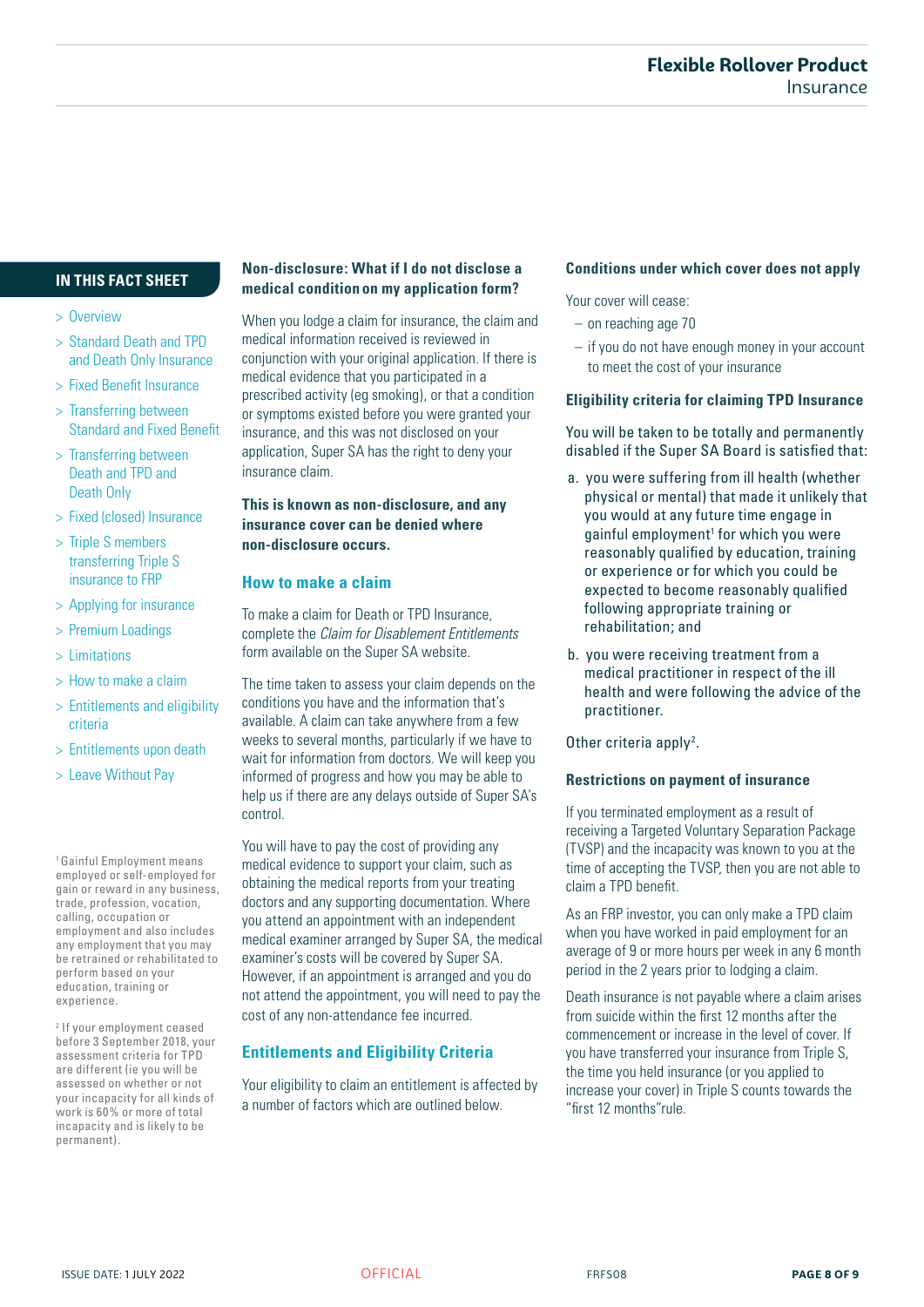## IN THIS FACT SHEET

- > Overview
- > Standard Death and TPD and Death Only Insurance
- > Fixed Benefit Insurance
- > Transferring between Standard and Fixed Benefit
- > Transferring between Death and TPD and Death Only
- > Fixed (closed) Insurance
- > Triple S members transferring Triple S insurance to FRP
- > Applying for insurance
- > Premium Loadings
- > Limitations
- > How to make a claim
- > Entitlements and eligibility criteria
- > Entitlements upon death
- > Leave Without Pay

### Non-disclosure: What if I do not disclose a medical condition on my application form?

When you lodge a claim for insurance, the claim and medical information received is reviewed in conjunction with your original application. If there is medical evidence that you participated in a prescribed activity (eg smoking), or that a condition or symptoms existed before you were granted your insurance, and this was not disclosed on your application, Super SA has the right to deny your insurance claim.

**This is known as non-disclosure, and any insurance cover can be denied where non-disclosure occurs.**

## How to make a claim

To make a claim for Death or TPD Insurance, complete the *Claim for Disablement Entitlements* form available on the Super SA website.

The time taken to assess your claim depends on the conditions you have and the information that's available. A claim can take anywhere from a few weeks to several months, particularly if we have to wait for information from doctors. We will keep you informed of progress and how you may be able to help us if there are any delays outside of Super SA's control.

You will have to pay the cost of providing any medical evidence to support your claim, such as obtaining the medical reports from your treating doctors and any supporting documentation. Where you attend an appointment with an independent medical examiner arranged by Super SA, the medical examiner's costs will be covered by Super SA. However, if an appointment is arranged and you do not attend the appointment, you will need to pay the cost of any non-attendance fee incurred.

## Entitlements and Eligibility Criteria

Your eligibility to claim an entitlement is affected by a number of factors which are outlined below.

### Conditions under which cover does not apply

Your cover will cease:

- on reaching age 70
- if you do not have enough money in your account to meet the cost of your insurance

### Eligibility criteria for claiming TPD Insurance

You will be taken to be totally and permanently disabled if the Super SA Board is satisfied that:

a. you were suffering from ill health (whether physical or mental) that made it unlikely that you would at any future time engage in gainful employment[1] for which you were reasonably qualified by education, training or experience or for which you could be expected to become reasonably qualified following appropriate training or rehabilitation; and

b. you were receiving treatment from a medical practitioner in respect of the ill health and were following the advice of the practitioner.

Other criteria apply[2].

### Restrictions on payment of insurance

If you terminated employment as a result of receiving a Targeted Voluntary Separation Package (TVSP) and the incapacity was known to you at the time of accepting the TVSP, then you are not able to claim a TPD benefit.

As an FRP investor, you can only make a TPD claim when you have worked in paid employment for an average of 9 or more hours per week in any 6 month period in the 2 years prior to lodging a claim.

Death insurance is not payable where a claim arises from suicide within the first 12 months after the commencement or increase in the level of cover. If you have transferred your insurance from Triple S, the time you held insurance (or you applied to increase your cover) in Triple S counts towards the "first 12 months"rule.

---

[1] Gainful Employment means employed or self-employed for gain or reward in any business, trade, profession, vocation, calling, occupation or employment and also includes any employment that you may be retrained or rehabilitated to perform based on your education, training or experience.

[2] If your employment ceased before 3 September 2018, your assessment criteria for TPD are different (ie you will be assessed on whether or not your incapacity for all kinds of work is 60% or more of total incapacity and is likely to be permanent).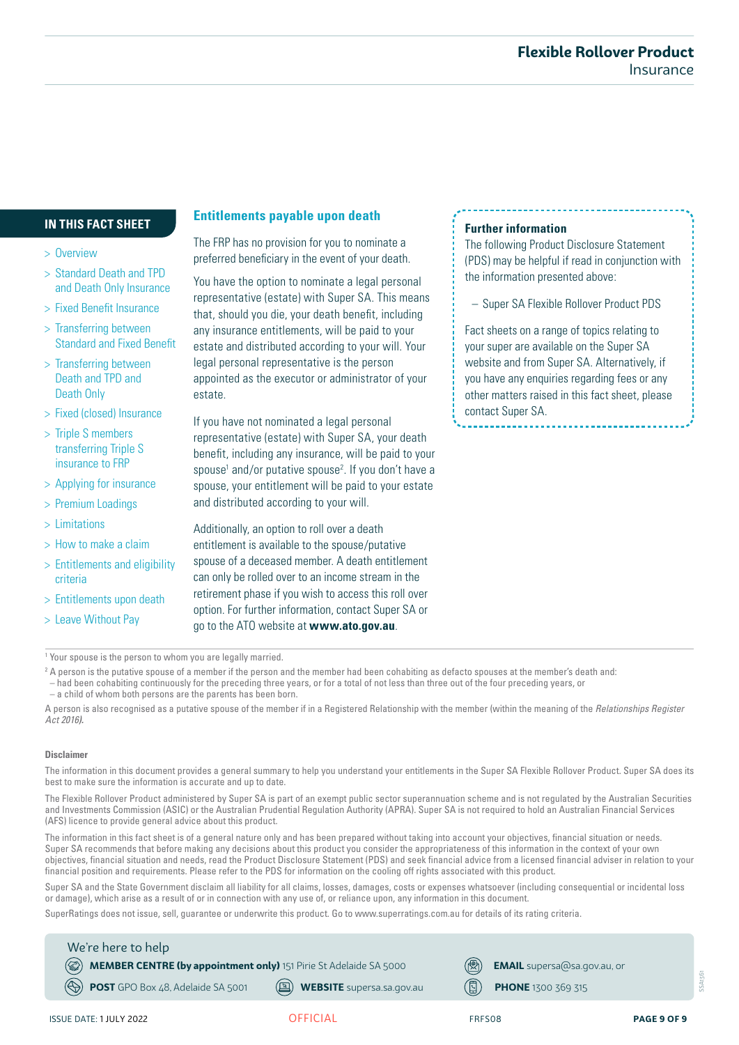## IN THIS FACT SHEET

- > Overview
- > Standard Death and TPD and Death Only Insurance
- > Fixed Benefit Insurance
- > Transferring between Standard and Fixed Benefit
- > Transferring between Death and TPD and Death Only
- > Fixed (closed) Insurance
- > Triple S members transferring Triple S insurance to FRP
- > Applying for insurance
- > Premium Loadings
- > Limitations
- > How to make a claim
- > Entitlements and eligibility criteria
- > Entitlements upon death
- > Leave Without Pay

## Entitlements payable upon death

The FRP has no provision for you to nominate a preferred beneficiary in the event of your death.

You have the option to nominate a legal personal representative (estate) with Super SA. This means that, should you die, your death benefit, including any insurance entitlements, will be paid to your estate and distributed according to your will. Your legal personal representative is the person appointed as the executor or administrator of your estate.

If you have not nominated a legal personal representative (estate) with Super SA, your death benefit, including any insurance, will be paid to your spouse[1] and/or putative spouse[2]. If you don't have a spouse, your entitlement will be paid to your estate and distributed according to your will.

Additionally, an option to roll over a death entitlement is available to the spouse/putative spouse of a deceased member. A death entitlement can only be rolled over to an income stream in the retirement phase if you wish to access this roll over option. For further information, contact Super SA or go to the ATO website at **www.ato.gov.au**.

### Further information

The following Product Disclosure Statement (PDS) may be helpful if read in conjunction with the information presented above:

– Super SA Flexible Rollover Product PDS

Fact sheets on a range of topics relating to your super are available on the Super SA website and from Super SA. Alternatively, if you have any enquiries regarding fees or any other matters raised in this fact sheet, please contact Super SA.

[1] Your spouse is the person to whom you are legally married.

[2] A person is the putative spouse of a member if the person and the member had been cohabiting as defacto spouses at the member's death and:
– had been cohabiting continuously for the preceding three years, or for a total of not less than three out of the four preceding years, or
– a child of whom both persons are the parents has been born.

A person is also recognised as a putative spouse of the member if in a Registered Relationship with the member (within the meaning of the *Relationships Register Act 2016).*

#### Disclaimer

The information in this document provides a general summary to help you understand your entitlements in the Super SA Flexible Rollover Product. Super SA does its best to make sure the information is accurate and up to date.

The Flexible Rollover Product administered by Super SA is part of an exempt public sector superannuation scheme and is not regulated by the Australian Securities and Investments Commission (ASIC) or the Australian Prudential Regulation Authority (APRA). Super SA is not required to hold an Australian Financial Services (AFS) licence to provide general advice about this product.

The information in this fact sheet is of a general nature only and has been prepared without taking into account your objectives, financial situation or needs. Super SA recommends that before making any decisions about this product you consider the appropriateness of this information in the context of your own objectives, financial situation and needs, read the Product Disclosure Statement (PDS) and seek financial advice from a licensed financial adviser in relation to your financial position and requirements. Please refer to the PDS for information on the cooling off rights associated with this product.

Super SA and the State Government disclaim all liability for all claims, losses, damages, costs or expenses whatsoever (including consequential or incidental loss or damage), which arise as a result of or in connection with any use of, or reliance upon, any information in this document.

SuperRatings does not issue, sell, guarantee or underwrite this product. Go to www.superratings.com.au for details of its rating criteria.

We're here to help

**MEMBER CENTRE (by appointment only)** 151 Pirie St Adelaide SA 5000

**EMAIL** supersa@sa.gov.au, or

**POST** GPO Box 48, Adelaide SA 5001

**WEBSITE** supersa.sa.gov.au

**PHONE** 1300 369 315

ISSUE DATE: 1 JULY 2022

OFFICIAL

FRFS08